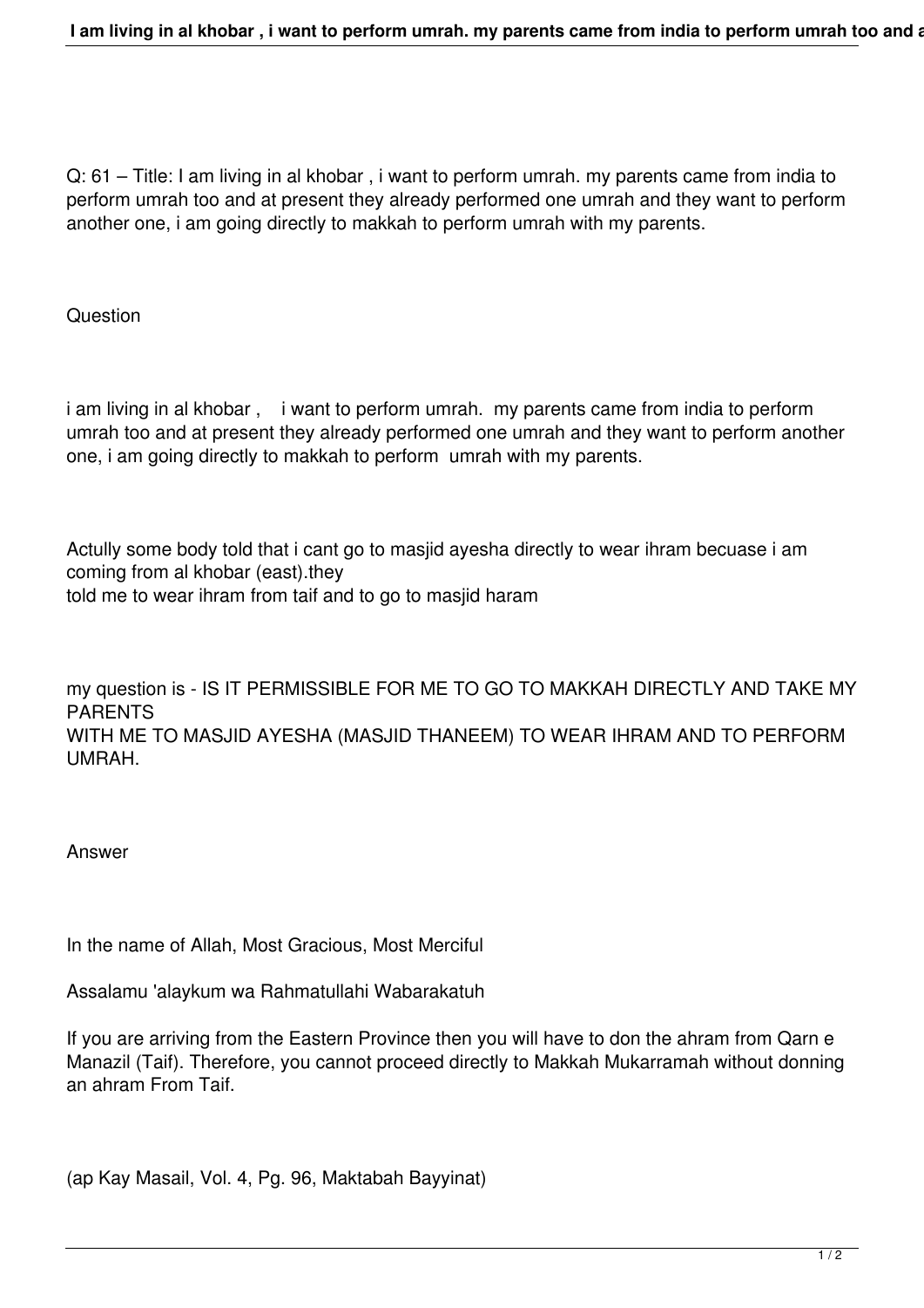Q: 61 – Title: I am living in al khobar , i want to perform umrah. my parents came from india to perform umrah too and at present they already performed one umrah and they want to perform another one, i am going directly to makkah to perform umrah with my parents.

Question

i am living in al khobar , i want to perform umrah. my parents came from india to perform umrah too and at present they already performed one umrah and they want to perform another one, i am going directly to makkah to perform umrah with my parents.

Actully some body told that i cant go to masjid ayesha directly to wear ihram becuase i am coming from al khobar (east).they
told me to wear ihram from taif and to go to masjid haram

my question is - IS IT PERMISSIBLE FOR ME TO GO TO MAKKAH DIRECTLY AND TAKE MY PARENTS
WITH ME TO MASJID AYESHA (MASJID THANEEM) TO WEAR IHRAM AND TO PERFORM UMRAH.

Answer

In the name of Allah, Most Gracious, Most Merciful

Assalamu 'alaykum wa Rahmatullahi Wabarakatuh

If you are arriving from the Eastern Province then you will have to don the ahram from Qarn e Manazil (Taif). Therefore, you cannot proceed directly to Makkah Mukarramah without donning an ahram From Taif.

(ap Kay Masail, Vol. 4, Pg. 96, Maktabah Bayyinat)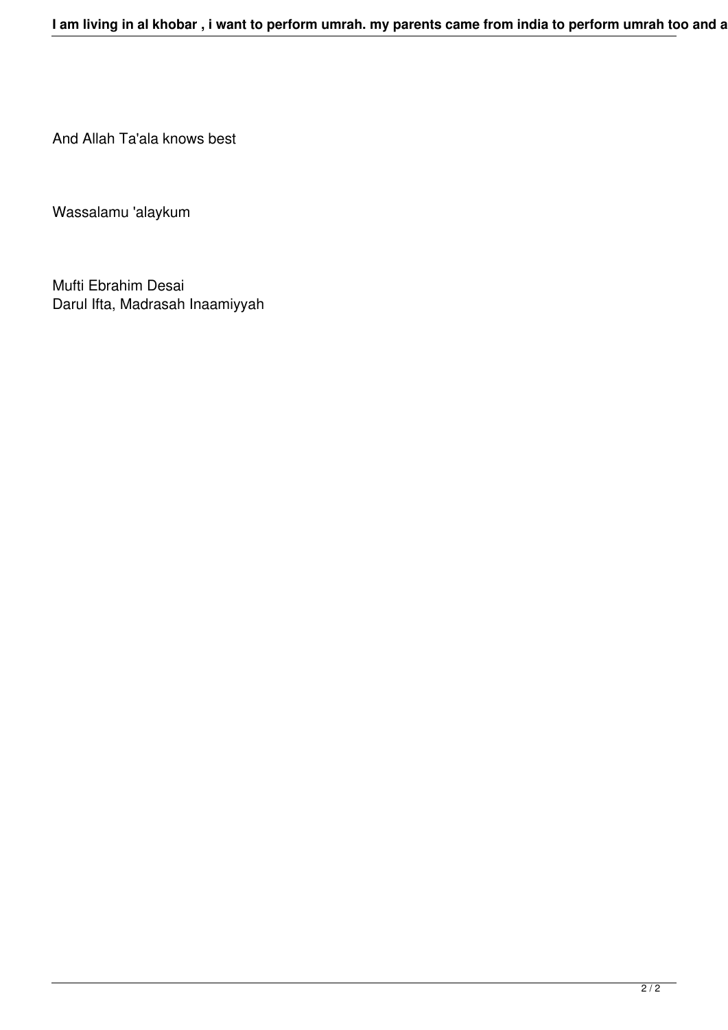And Allah Ta'ala knows best

Wassalamu 'alaykum

Mufti Ebrahim Desai
Darul Ifta, Madrasah Inaamiyyah